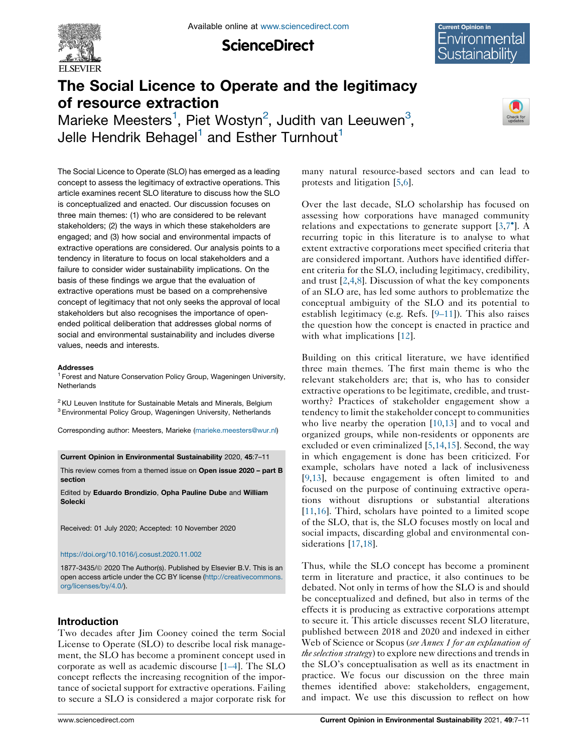# The Social Licence to Operate and the legitimacy of resource extraction

Marieke Meesters[1], Piet Wostyn[2], Judith van Leeuwen[3], Jelle Hendrik Behagel[1] and Esther Turnhout[1]

The Social Licence to Operate (SLO) has emerged as a leading concept to assess the legitimacy of extractive operations. This article examines recent SLO literature to discuss how the SLO is conceptualized and enacted. Our discussion focuses on three main themes: (1) who are considered to be relevant stakeholders; (2) the ways in which these stakeholders are engaged; and (3) how social and environmental impacts of extractive operations are considered. Our analysis points to a tendency in literature to focus on local stakeholders and a failure to consider wider sustainability implications. On the basis of these findings we argue that the evaluation of extractive operations must be based on a comprehensive concept of legitimacy that not only seeks the approval of local stakeholders but also recognises the importance of open-ended political deliberation that addresses global norms of social and environmental sustainability and includes diverse values, needs and interests.

**Addresses**

[1] Forest and Nature Conservation Policy Group, Wageningen University, Netherlands

[2] KU Leuven Institute for Sustainable Metals and Minerals, Belgium

[3] Environmental Policy Group, Wageningen University, Netherlands

Corresponding author: Meesters, Marieke (marieke.meesters@wur.nl)

**Current Opinion in Environmental Sustainability** 2020, **45**:7–11

This review comes from a themed issue on **Open issue 2020 – part B section**

Edited by **Eduardo Brondizio**, **Opha Pauline Dube** and **William Solecki**

Received: 01 July 2020; Accepted: 10 November 2020

https://doi.org/10.1016/j.cosust.2020.11.002

1877-3435/© 2020 The Author(s). Published by Elsevier B.V. This is an open access article under the CC BY license (http://creativecommons.org/licenses/by/4.0/).

## Introduction

Two decades after Jim Cooney coined the term Social License to Operate (SLO) to describe local risk management, the SLO has become a prominent concept used in corporate as well as academic discourse [1–4]. The SLO concept reflects the increasing recognition of the importance of societal support for extractive operations. Failing to secure a SLO is considered a major corporate risk for many natural resource-based sectors and can lead to protests and litigation [5,6].

Over the last decade, SLO scholarship has focused on assessing how corporations have managed community relations and expectations to generate support [3,7•]. A recurring topic in this literature is to analyse to what extent extractive corporations meet specified criteria that are considered important. Authors have identified different criteria for the SLO, including legitimacy, credibility, and trust [2,4,8]. Discussion of what the key components of an SLO are, has led some authors to problematize the conceptual ambiguity of the SLO and its potential to establish legitimacy (e.g. Refs. [9–11]). This also raises the question how the concept is enacted in practice and with what implications [12].

Building on this critical literature, we have identified three main themes. The first main theme is who the relevant stakeholders are; that is, who has to consider extractive operations to be legitimate, credible, and trustworthy? Practices of stakeholder engagement show a tendency to limit the stakeholder concept to communities who live nearby the operation [10,13] and to vocal and organized groups, while non-residents or opponents are excluded or even criminalized [5,14,15]. Second, the way in which engagement is done has been criticized. For example, scholars have noted a lack of inclusiveness [9,13], because engagement is often limited to and focused on the purpose of continuing extractive operations without disruptions or substantial alterations [11,16]. Third, scholars have pointed to a limited scope of the SLO, that is, the SLO focuses mostly on local and social impacts, discarding global and environmental considerations [17,18].

Thus, while the SLO concept has become a prominent term in literature and practice, it also continues to be debated. Not only in terms of how the SLO is and should be conceptualized and defined, but also in terms of the effects it is producing as extractive corporations attempt to secure it. This article discusses recent SLO literature, published between 2018 and 2020 and indexed in either Web of Science or Scopus (*see Annex 1 for an explanation of the selection strategy*) to explore new directions and trends in the SLO's conceptualisation as well as its enactment in practice. We focus our discussion on the three main themes identified above: stakeholders, engagement, and impact. We use this discussion to reflect on how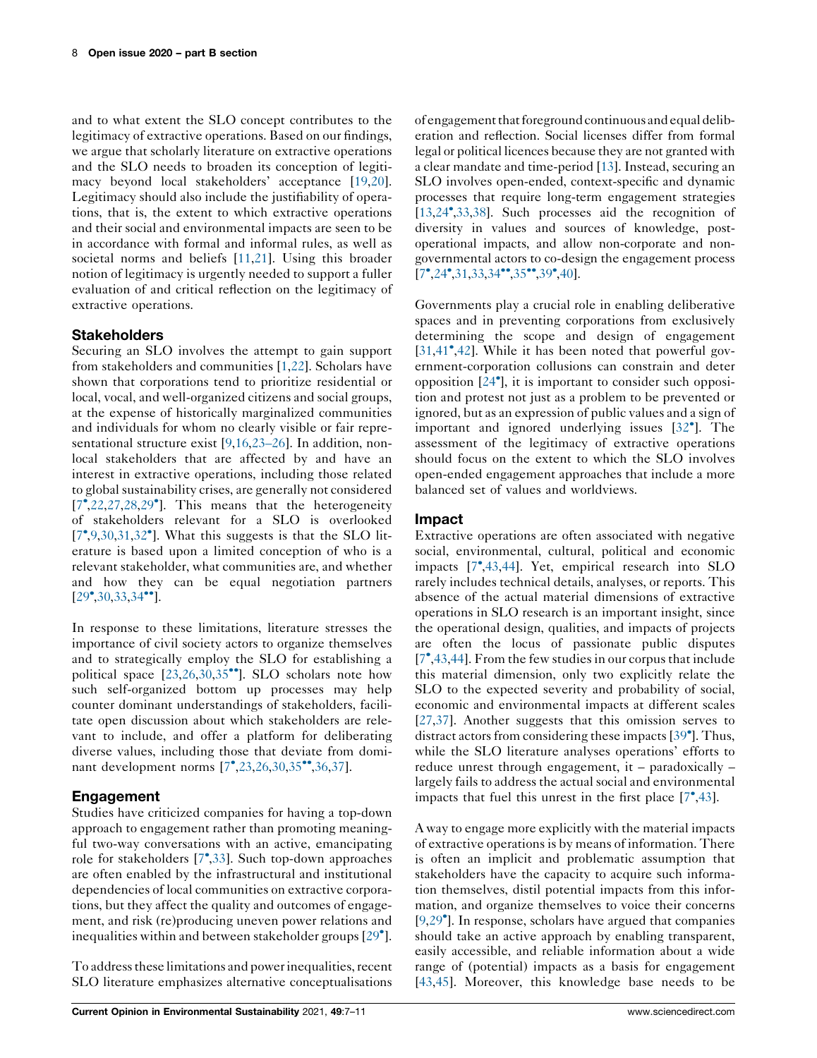and to what extent the SLO concept contributes to the legitimacy of extractive operations. Based on our findings, we argue that scholarly literature on extractive operations and the SLO needs to broaden its conception of legitimacy beyond local stakeholders' acceptance [19,20]. Legitimacy should also include the justifiability of operations, that is, the extent to which extractive operations and their social and environmental impacts are seen to be in accordance with formal and informal rules, as well as societal norms and beliefs [11,21]. Using this broader notion of legitimacy is urgently needed to support a fuller evaluation of and critical reflection on the legitimacy of extractive operations.

## Stakeholders

Securing an SLO involves the attempt to gain support from stakeholders and communities [1,22]. Scholars have shown that corporations tend to prioritize residential or local, vocal, and well-organized citizens and social groups, at the expense of historically marginalized communities and individuals for whom no clearly visible or fair representational structure exist [9,16,23–26]. In addition, non-local stakeholders that are affected by and have an interest in extractive operations, including those related to global sustainability crises, are generally not considered [7•,22,27,28,29•]. This means that the heterogeneity of stakeholders relevant for a SLO is overlooked [7•,9,30,31,32•]. What this suggests is that the SLO literature is based upon a limited conception of who is a relevant stakeholder, what communities are, and whether and how they can be equal negotiation partners [29•,30,33,34••].

In response to these limitations, literature stresses the importance of civil society actors to organize themselves and to strategically employ the SLO for establishing a political space [23,26,30,35••]. SLO scholars note how such self-organized bottom up processes may help counter dominant understandings of stakeholders, facilitate open discussion about which stakeholders are relevant to include, and offer a platform for deliberating diverse values, including those that deviate from dominant development norms [7•,23,26,30,35••,36,37].

## Engagement

Studies have criticized companies for having a top-down approach to engagement rather than promoting meaningful two-way conversations with an active, emancipating role for stakeholders [7•,33]. Such top-down approaches are often enabled by the infrastructural and institutional dependencies of local communities on extractive corporations, but they affect the quality and outcomes of engagement, and risk (re)producing uneven power relations and inequalities within and between stakeholder groups [29•].

To address these limitations and power inequalities, recent SLO literature emphasizes alternative conceptualisations of engagement that foreground continuous and equal deliberation and reflection. Social licenses differ from formal legal or political licences because they are not granted with a clear mandate and time-period [13]. Instead, securing an SLO involves open-ended, context-specific and dynamic processes that require long-term engagement strategies [13,24•,33,38]. Such processes aid the recognition of diversity in values and sources of knowledge, post-operational impacts, and allow non-corporate and non-governmental actors to co-design the engagement process [7•,24•,31,33,34••,35••,39•,40].

Governments play a crucial role in enabling deliberative spaces and in preventing corporations from exclusively determining the scope and design of engagement [31,41•,42]. While it has been noted that powerful government-corporation collusions can constrain and deter opposition [24•], it is important to consider such opposition and protest not just as a problem to be prevented or ignored, but as an expression of public values and a sign of important and ignored underlying issues [32•]. The assessment of the legitimacy of extractive operations should focus on the extent to which the SLO involves open-ended engagement approaches that include a more balanced set of values and worldviews.

## Impact

Extractive operations are often associated with negative social, environmental, cultural, political and economic impacts [7•,43,44]. Yet, empirical research into SLO rarely includes technical details, analyses, or reports. This absence of the actual material dimensions of extractive operations in SLO research is an important insight, since the operational design, qualities, and impacts of projects are often the locus of passionate public disputes [7•,43,44]. From the few studies in our corpus that include this material dimension, only two explicitly relate the SLO to the expected severity and probability of social, economic and environmental impacts at different scales [27,37]. Another suggests that this omission serves to distract actors from considering these impacts [39•]. Thus, while the SLO literature analyses operations' efforts to reduce unrest through engagement, it – paradoxically – largely fails to address the actual social and environmental impacts that fuel this unrest in the first place [7•,43].

A way to engage more explicitly with the material impacts of extractive operations is by means of information. There is often an implicit and problematic assumption that stakeholders have the capacity to acquire such information themselves, distil potential impacts from this information, and organize themselves to voice their concerns [9,29•]. In response, scholars have argued that companies should take an active approach by enabling transparent, easily accessible, and reliable information about a wide range of (potential) impacts as a basis for engagement [43,45]. Moreover, this knowledge base needs to be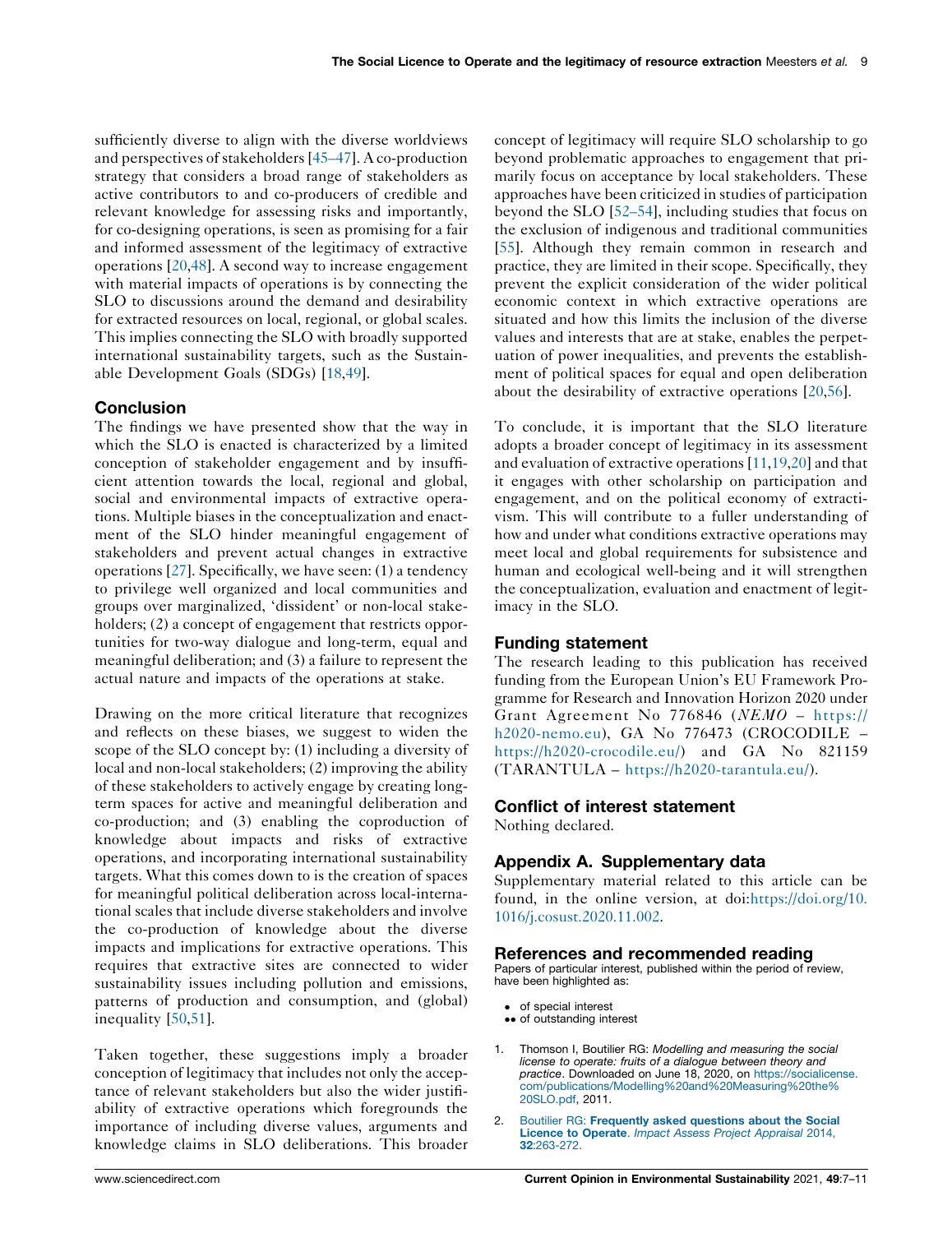sufficiently diverse to align with the diverse worldviews and perspectives of stakeholders [45–47]. A co-production strategy that considers a broad range of stakeholders as active contributors to and co-producers of credible and relevant knowledge for assessing risks and importantly, for co-designing operations, is seen as promising for a fair and informed assessment of the legitimacy of extractive operations [20,48]. A second way to increase engagement with material impacts of operations is by connecting the SLO to discussions around the demand and desirability for extracted resources on local, regional, or global scales. This implies connecting the SLO with broadly supported international sustainability targets, such as the Sustainable Development Goals (SDGs) [18,49].

## Conclusion

The findings we have presented show that the way in which the SLO is enacted is characterized by a limited conception of stakeholder engagement and by insufficient attention towards the local, regional and global, social and environmental impacts of extractive operations. Multiple biases in the conceptualization and enactment of the SLO hinder meaningful engagement of stakeholders and prevent actual changes in extractive operations [27]. Specifically, we have seen: (1) a tendency to privilege well organized and local communities and groups over marginalized, 'dissident' or non-local stakeholders; (2) a concept of engagement that restricts opportunities for two-way dialogue and long-term, equal and meaningful deliberation; and (3) a failure to represent the actual nature and impacts of the operations at stake.

Drawing on the more critical literature that recognizes and reflects on these biases, we suggest to widen the scope of the SLO concept by: (1) including a diversity of local and non-local stakeholders; (2) improving the ability of these stakeholders to actively engage by creating long-term spaces for active and meaningful deliberation and co-production; and (3) enabling the coproduction of knowledge about impacts and risks of extractive operations, and incorporating international sustainability targets. What this comes down to is the creation of spaces for meaningful political deliberation across local-international scales that include diverse stakeholders and involve the co-production of knowledge about the diverse impacts and implications for extractive operations. This requires that extractive sites are connected to wider sustainability issues including pollution and emissions, patterns of production and consumption, and (global) inequality [50,51].

Taken together, these suggestions imply a broader conception of legitimacy that includes not only the acceptance of relevant stakeholders but also the wider justifiability of extractive operations which foregrounds the importance of including diverse values, arguments and knowledge claims in SLO deliberations. This broader concept of legitimacy will require SLO scholarship to go beyond problematic approaches to engagement that primarily focus on acceptance by local stakeholders. These approaches have been criticized in studies of participation beyond the SLO [52–54], including studies that focus on the exclusion of indigenous and traditional communities [55]. Although they remain common in research and practice, they are limited in their scope. Specifically, they prevent the explicit consideration of the wider political economic context in which extractive operations are situated and how this limits the inclusion of the diverse values and interests that are at stake, enables the perpetuation of power inequalities, and prevents the establishment of political spaces for equal and open deliberation about the desirability of extractive operations [20,56].

To conclude, it is important that the SLO literature adopts a broader concept of legitimacy in its assessment and evaluation of extractive operations [11,19,20] and that it engages with other scholarship on participation and engagement, and on the political economy of extractivism. This will contribute to a fuller understanding of how and under what conditions extractive operations may meet local and global requirements for subsistence and human and ecological well-being and it will strengthen the conceptualization, evaluation and enactment of legitimacy in the SLO.

## Funding statement

The research leading to this publication has received funding from the European Union's EU Framework Programme for Research and Innovation Horizon 2020 under Grant Agreement No 776846 (*NEMO* – https://h2020-nemo.eu), GA No 776473 (CROCODILE – https://h2020-crocodile.eu/) and GA No 821159 (TARANTULA – https://h2020-tarantula.eu/).

## Conflict of interest statement

Nothing declared.

## Appendix A. Supplementary data

Supplementary material related to this article can be found, in the online version, at doi:https://doi.org/10.1016/j.cosust.2020.11.002.

## References and recommended reading

Papers of particular interest, published within the period of review, have been highlighted as:

- • of special interest
- •• of outstanding interest

1. Thomson I, Boutilier RG: *Modelling and measuring the social license to operate: fruits of a dialogue between theory and practice*. Downloaded on June 18, 2020, on https://socialicense.com/publications/Modelling%20and%20Measuring%20the%20SLO.pdf, 2011.
2. Boutilier RG: **Frequently asked questions about the Social Licence to Operate**. *Impact Assess Project Appraisal* 2014, **32**:263-272.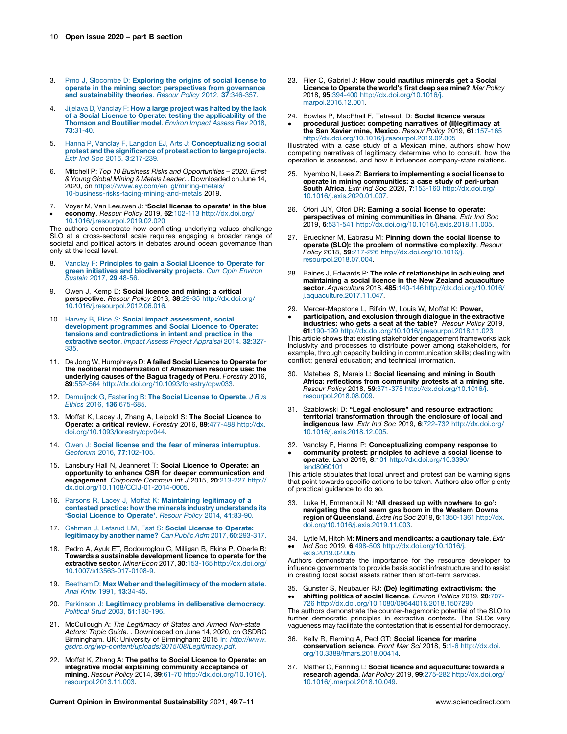3. Prno J, Slocombe D: **Exploring the origins of social license to operate in the mining sector: perspectives from governance and sustainability theories**. *Resour Policy* 2012, **37**:346-357.

4. Jijelava D, Vanclay F: **How a large project was halted by the lack of a Social Licence to Operate: testing the applicability of the Thomson and Boutilier model**. *Environ Impact Assess Rev* 2018, **73**:31-40.

5. Hanna P, Vanclay F, Langdon EJ, Arts J: **Conceptualizing social protest and the significance of protest action to large projects**. *Extr Ind Soc* 2016, **3**:217-239.

6. Mitchell P: *Top 10 Business Risks and Opportunities – 2020. Ernst & Young Global Mining & Metals Leader*. . Downloaded on June 14, 2020, on https://www.ey.com/en_gl/mining-metals/10-business-risks-facing-mining-and-metals 2019.

7. • Voyer M, Van Leeuwen J: **'Social license to operate' in the blue economy**. *Resour Policy* 2019, **62**:102-113 http://dx.doi.org/10.1016/j.resourpol.2019.02.020

The authors demonstrate how conflicting underlying values challenge SLO at a cross-sectoral scale requires engaging a broader range of societal and political actors in debates around ocean governance than only at the local level.

8. Vanclay F: **Principles to gain a Social Licence to Operate for green initiatives and biodiversity projects**. *Curr Opin Environ Sustain* 2017, **29**:48-56.

9. Owen J, Kemp D: **Social licence and mining: a critical perspective**. *Resour Policy* 2013, **38**:29-35 http://dx.doi.org/10.1016/j.resourpol.2012.06.016.

10. Harvey B, Bice S: **Social impact assessment, social development programmes and Social Licence to Operate: tensions and contradictions in intent and practice in the extractive sector**. *Impact Assess Project Appraisal* 2014, **32**:327-335.

11. De Jong W, Humphreys D: **A failed Social Licence to Operate for the neoliberal modernization of Amazonian resource use: the underlying causes of the Bagua tragedy of Peru**. *Forestry* 2016, **89**:552-564 http://dx.doi.org/10.1093/forestry/cpw033.

12. Demuijnck G, Fasterling B: **The Social License to Operate**. *J Bus Ethics* 2016, **136**:675-685.

13. Moffat K, Lacey J, Zhang A, Leipold S: **The Social Licence to Operate: a critical review**. *Forestry* 2016, **89**:477-488 http://dx.doi.org/10.1093/forestry/cpv044.

14. Owen J: **Social license and the fear of mineras interruptus**. *Geoforum* 2016, **77**:102-105.

15. Lansbury Hall N, Jeanneret T: **Social Licence to Operate: an opportunity to enhance CSR for deeper communication and engagement**. *Corporate Commun Int J* 2015, **20**:213-227 http://dx.doi.org/10.1108/CCIJ-01-2014-0005.

16. Parsons R, Lacey J, Moffat K: **Maintaining legitimacy of a contested practice: how the minerals industry understands its 'Social Licence to Operate'**. *Resour Policy* 2014, **41**:83-90.

17. Gehman J, Lefsrud LM, Fast S: **Social License to Operate: legitimacy by another name?** *Can Public Adm* 2017, **60**:293-317.

18. Pedro A, Ayuk ET, Bodouroglou C, Milligan B, Ekins P, Oberle B: **Towards a sustainable development licence to operate for the extractive sector**. *Miner Econ* 2017, **30**:153-165 http://dx.doi.org/10.1007/s13563-017-0108-9.

19. Beetham D: **Max Weber and the legitimacy of the modern state**. *Anal Kritik* 1991, **13**:34-45.

20. Parkinson J: **Legitimacy problems in deliberative democracy**. *Political Stud* 2003, **51**:180-196.

21. McCullough A: *The Legitimacy of States and Armed Non-state Actors: Topic Guide*. . Downloaded on June 14, 2020, on GSDRC Birmingham, UK: University of Birmingham; 2015 In: *http://www.gsdrc.org/wp-content/uploads/2015/08/Legitimacy.pdf*.

22. Moffat K, Zhang A: **The paths to Social Licence to Operate: an integrative model explaining community acceptance of mining**. *Resour Policy* 2014, **39**:61-70 http://dx.doi.org/10.1016/j.resourpol.2013.11.003.

23. Filer C, Gabriel J: **How could nautilus minerals get a Social Licence to Operate the world's first deep sea mine?** *Mar Policy* 2018, **95**:394-400 http://dx.doi.org/10.1016/j.marpol.2016.12.001.

24. • Bowles P, MacPhail F, Tetreault D: **Social licence versus procedural justice: competing narratives of (Il)legitimacy at the San Xavier mine, Mexico**. *Resour Policy* 2019, **61**:157-165 http://dx.doi.org/10.1016/j.resourpol.2019.02.005

Illustrated with a case study of a Mexican mine, authors show how competing narratives of legitimacy determine who to consult, how the operation is assessed, and how it influences company-state relations.

25. Nyembo N, Lees Z: **Barriers to implementing a social license to operate in mining communities: a case study of peri-urban South Africa**. *Extr Ind Soc* 2020, **7**:153-160 http://dx.doi.org/10.1016/j.exis.2020.01.007.

26. Ofori JJY, Ofori DR: **Earning a social license to operate: perspectives of mining communities in Ghana**. *Extr Ind Soc* 2019, **6**:531-541 http://dx.doi.org/10.1016/j.exis.2018.11.005.

27. Brueckner M, Eabrasu M: **Pinning down the social license to operate (SLO): the problem of normative complexity**. *Resour Policy* 2018, **59**:217-226 http://dx.doi.org/10.1016/j.resourpol.2018.07.004.

28. Baines J, Edwards P: **The role of relationships in achieving and maintaining a social licence in the New Zealand aquaculture sector**. *Aquaculture* 2018, **485**:140-146 http://dx.doi.org/10.1016/j.aquaculture.2017.11.047.

29. • Mercer-Mapstone L, Rifkin W, Louis W, Moffat K: **Power, participation, and exclusion through dialogue in the extractive industries: who gets a seat at the table?** *Resour Policy* 2019, **61**:190-199 http://dx.doi.org/10.1016/j.resourpol.2018.11.023

This article shows that existing stakeholder engagement frameworks lack inclusivity and processes to distribute power among stakeholders, for example, through capacity building in communication skills; dealing with conflict; general education; and technical information.

30. Matebesi S, Marais L: **Social licensing and mining in South Africa: reflections from community protests at a mining site**. *Resour Policy* 2018, **59**:371-378 http://dx.doi.org/10.1016/j.resourpol.2018.08.009.

31. Szablowski D: **"Legal enclosure" and resource extraction: territorial transformation through the enclosure of local and indigenous law**. *Extr Ind Soc* 2019, **6**:722-732 http://dx.doi.org/10.1016/j.exis.2018.12.005.

32. • Vanclay F, Hanna P: **Conceptualizing company response to community protest: principles to achieve a social license to operate**. *Land* 2019, **8**:101 http://dx.doi.org/10.3390/land8060101

This article stipulates that local unrest and protest can be warning signs that point towards specific actions to be taken. Authors also offer plenty of practical guidance to do so.

33. Luke H, Emmanouil N: **'All dressed up with nowhere to go': navigating the coal seam gas boom in the Western Downs region of Queensland**. *Extre Ind Soc* 2019, **6**:1350-1361 http://dx.doi.org/10.1016/j.exis.2019.11.003.

34. •• Lytle M, Hitch M: **Miners and mendicants: a cautionary tale**. *Extr Ind Soc* 2019, **6**:498-503 http://dx.doi.org/10.1016/j.exis.2019.02.005

Authors demonstrate the importance for the resource developer to influence governments to provide basis social infrastructure and to assist in creating local social assets rather than short-term services.

35. •• Gunster S, Neubauer RJ: **(De) legitimating extractivism: the shifting politics of social licence**. *Environ Politics* 2019, **28**:707-726 http://dx.doi.org/10.1080/09644016.2018.1507290

The authors demonstrate the counter-hegemonic potential of the SLO to further democratic principles in extractive contexts. The SLOs very vagueness may facilitate the contestation that is essential for democracy.

36. Kelly R, Fleming A, Pecl GT: **Social licence for marine conservation science**. *Front Mar Sci* 2018, **5**:1-6 http://dx.doi.org/10.3389/fmars.2018.00414.

37. Mather C, Fanning L: **Social licence and aquaculture: towards a research agenda**. *Mar Policy* 2019, **99**:275-282 http://dx.doi.org/10.1016/j.marpol.2018.10.049.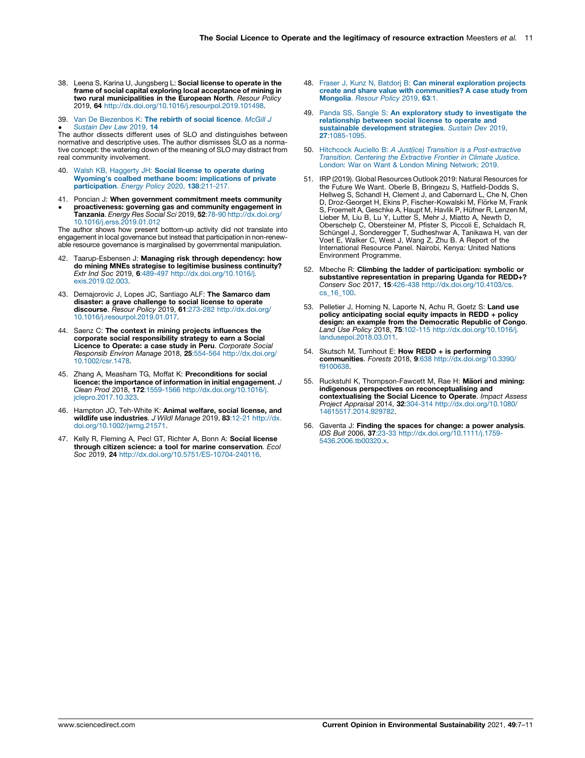38. Leena S, Karina U, Jungsberg L: **Social license to operate in the frame of social capital exploring local acceptance of mining in two rural municipalities in the European North**. *Resour Policy* 2019, **64** http://dx.doi.org/10.1016/j.resourpol.2019.101498.

39. • Van De Biezenbos K: **The rebirth of social licence**. *McGill J Sustain Dev Law* 2019, **14**

The author dissects different uses of SLO and distinguishes between normative and descriptive uses. The author dismisses SLO as a normative concept: the watering down of the meaning of SLO may distract from real community involvement.

40. Walsh KB, Haggerty JH: **Social license to operate during Wyoming's coalbed methane boom: implications of private participation**. *Energy Policy* 2020, **138**:211-217.

41. • Poncian J: **When government commitment meets community proactiveness: governing gas and community engagement in Tanzania**. *Energy Res Social Sci* 2019, **52**:78-90 http://dx.doi.org/10.1016/j.erss.2019.01.012

The author shows how present bottom-up activity did not translate into engagement in local governance but instead that participation in non-renewable resource governance is marginalised by governmental manipulation.

42. Taarup-Esbensen J: **Managing risk through dependency: how do mining MNEs strategise to legitimise business continuity?** *Extr Ind Soc* 2019, **6**:489-497 http://dx.doi.org/10.1016/j.exis.2019.02.003.

43. Demajorovic J, Lopes JC, Santiago ALF: **The Samarco dam disaster: a grave challenge to social license to operate discourse**. *Resour Policy* 2019, **61**:273-282 http://dx.doi.org/10.1016/j.resourpol.2019.01.017.

44. Saenz C: **The context in mining projects influences the corporate social responsibility strategy to earn a Social Licence to Operate: a case study in Peru**. *Corporate Social Responsib Environ Manage* 2018, **25**:554-564 http://dx.doi.org/10.1002/csr.1478.

45. Zhang A, Measham TG, Moffat K: **Preconditions for social licence: the importance of information in initial engagement**. *J Clean Prod* 2018, **172**:1559-1566 http://dx.doi.org/10.1016/j.jclepro.2017.10.323.

46. Hampton JO, Teh-White K: **Animal welfare, social license, and wildlife use industries**. *J Wildl Manage* 2019, **83**:12-21 http://dx.doi.org/10.1002/jwmg.21571.

47. Kelly R, Fleming A, Pecl GT, Richter A, Bonn A: **Social license through citizen science: a tool for marine conservation**. *Ecol Soc* 2019, **24** http://dx.doi.org/10.5751/ES-10704-240116.

48. Fraser J, Kunz N, Batdorj B: **Can mineral exploration projects create and share value with communities? A case study from Mongolia**. *Resour Policy* 2019, **63**:1.

49. Panda SS, Sangle S: **An exploratory study to investigate the relationship between social license to operate and sustainable development strategies**. *Sustain Dev* 2019, **27**:1085-1095.

50. Hitchcock Auciello B: *A Just(ice) Transition is a Post-extractive Transition. Centering the Extractive Frontier in Climate Justice*. London: War on Want & London Mining Network; 2019.

51. IRP (2019). Global Resources Outlook 2019: Natural Resources for the Future We Want. Oberle B, Bringezu S, Hatfield-Dodds S, Hellweg S, Schandl H, Clement J, and Cabernard L, Che N, Chen D, Droz-Georget H, Ekins P, Fischer-Kowalski M, Flörke M, Frank S, Froemelt A, Geschke A, Haupt M, Havlik P, Hüfner R, Lenzen M, Lieber M, Liu B, Lu Y, Lutter S, Mehr J, Miatto A, Newth D, Oberschelp C, Obersteiner M, Pfister S, Piccoli E, Schaldach R, Schüngel J, Sonderegger T, Sudheshwar A, Tanikawa H, van der Voet E, Walker C, West J, Wang Z, Zhu B. A Report of the International Resource Panel. Nairobi, Kenya: United Nations Environment Programme.

52. Mbeche R: **Climbing the ladder of participation: symbolic or substantive representation in preparing Uganda for REDD+?** *Conserv Soc* 2017, **15**:426-438 http://dx.doi.org/10.4103/cs.cs_16_100.

53. Pelletier J, Horning N, Laporte N, Achu R, Goetz S: **Land use policy anticipating social equity impacts in REDD + policy design: an example from the Democratic Republic of Congo**. *Land Use Policy* 2018, **75**:102-115 http://dx.doi.org/10.1016/j.landusepol.2018.03.011.

54. Skutsch M, Turnhout E: **How REDD + is performing communities**. *Forests* 2018, **9**:638 http://dx.doi.org/10.3390/f9100638.

55. Ruckstuhl K, Thompson-Fawcett M, Rae H: **Māori and mining: indigenous perspectives on reconceptualising and contextualising the Social Licence to Operate**. *Impact Assess Project Appraisal* 2014, **32**:304-314 http://dx.doi.org/10.1080/14615517.2014.929782.

56. Gaventa J: **Finding the spaces for change: a power analysis**. *IDS Bull* 2006, **37**:23-33 http://dx.doi.org/10.1111/j.1759-5436.2006.tb00320.x.